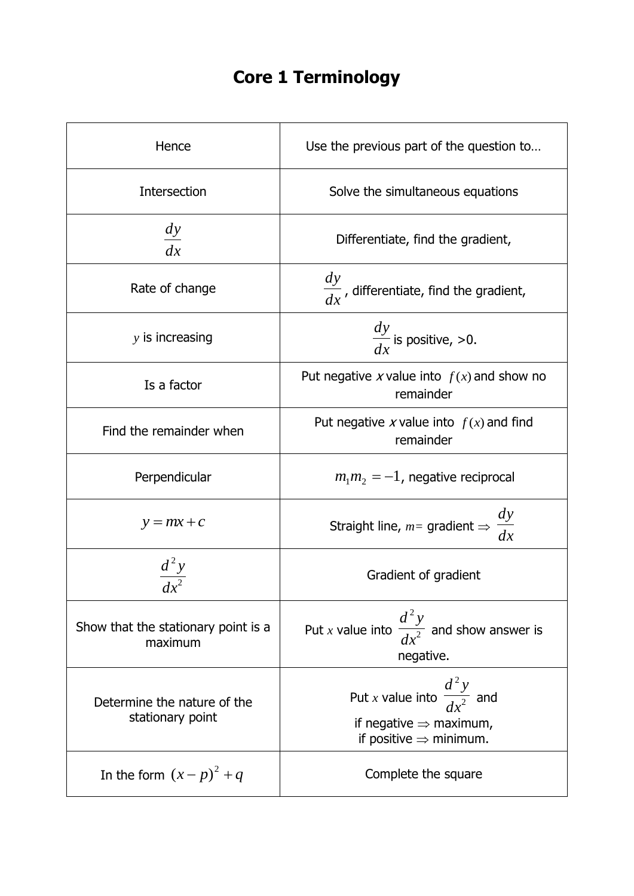# Core 1 Terminology

| | |
|---|---|
| Hence | Use the previous part of the question to… |
| Intersection | Solve the simultaneous equations |
| $\frac{dy}{dx}$ | Differentiate, find the gradient, |
| Rate of change | $\frac{dy}{dx}$, differentiate, find the gradient, |
| $y$ is increasing | $\frac{dy}{dx}$ is positive, >0. |
| Is a factor | Put negative *x* value into $f(x)$ and show no remainder |
| Find the remainder when | Put negative *x* value into $f(x)$ and find remainder |
| Perpendicular | $m_1 m_2 = -1$, negative reciprocal |
| $y = mx + c$ | Straight line, $m =$ gradient $\Rightarrow \frac{dy}{dx}$ |
| $\frac{d^2y}{dx^2}$ | Gradient of gradient |
| Show that the stationary point is a maximum | Put $x$ value into $\frac{d^2y}{dx^2}$ and show answer is negative. |
| Determine the nature of the stationary point | Put $x$ value into $\frac{d^2y}{dx^2}$ and if negative $\Rightarrow$ maximum, if positive $\Rightarrow$ minimum. |
| In the form $(x-p)^2 + q$ | Complete the square |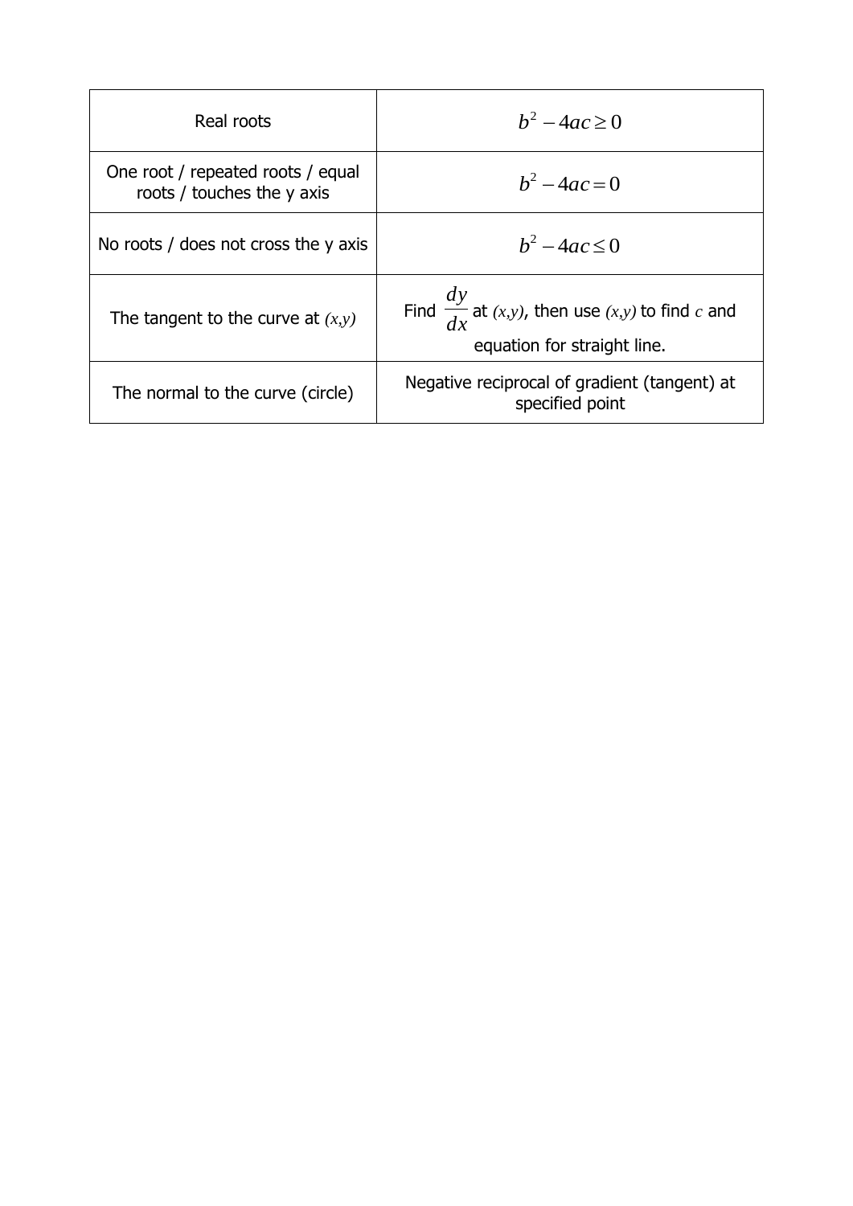| | |
|---|---|
| Real roots | $b^2 - 4ac \geq 0$ |
| One root / repeated roots / equal roots / touches the y axis | $b^2 - 4ac = 0$ |
| No roots / does not cross the y axis | $b^2 - 4ac \leq 0$ |
| The tangent to the curve at *(x,y)* | Find $\frac{dy}{dx}$ at *(x,y)*, then use *(x,y)* to find $c$ and equation for straight line. |
| The normal to the curve (circle) | Negative reciprocal of gradient (tangent) at specified point |